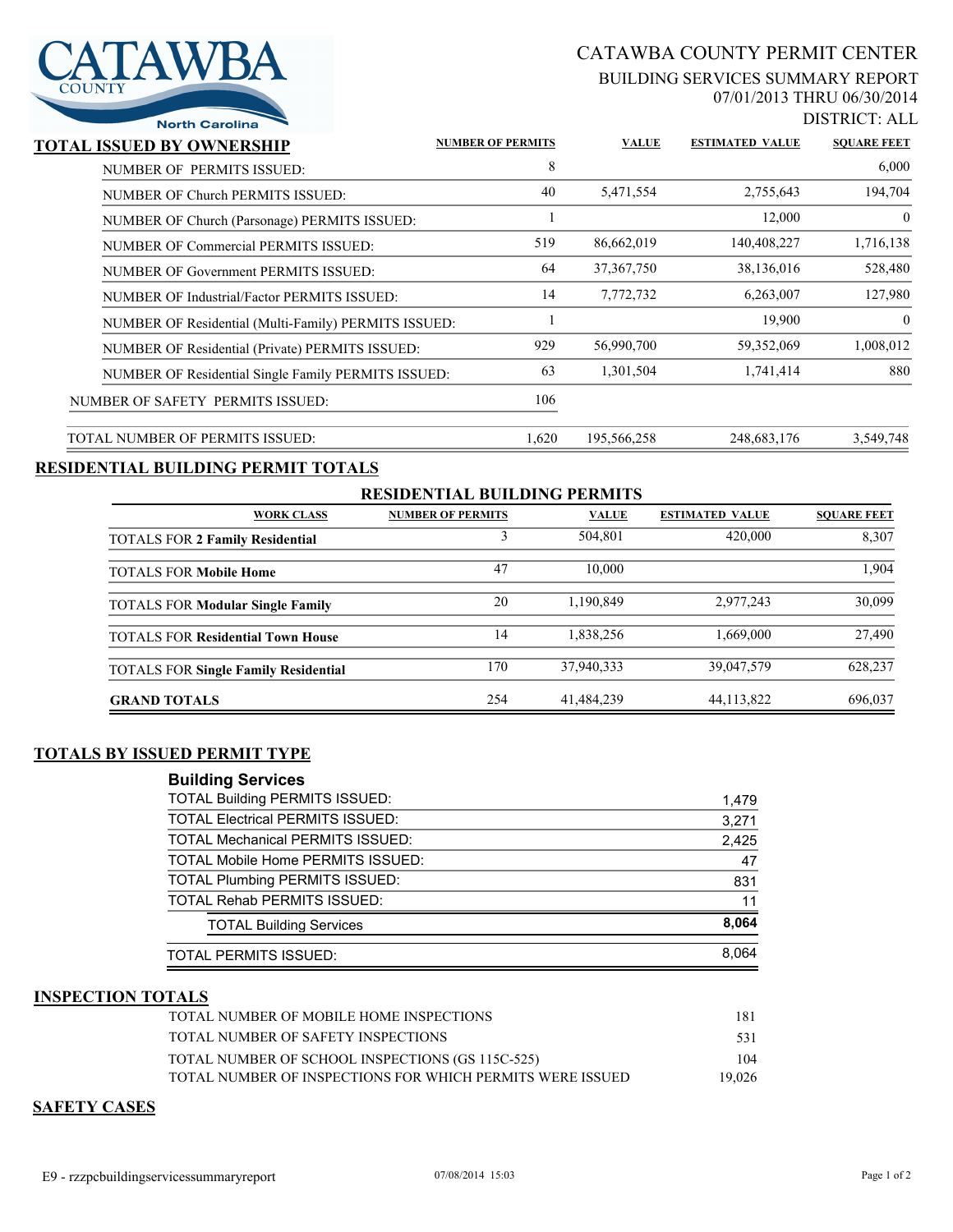# CATAWBA COUNTY PERMIT CENTER

## BUILDING SERVICES SUMMARY REPORT

07/01/2013 THRU 06/30/2014

DISTRICT: ALL

## TOTAL ISSUED BY OWNERSHIP

| | NUMBER OF PERMITS | VALUE | ESTIMATED VALUE | SQUARE FEET |
|---|---|---|---|---|
| NUMBER OF PERMITS ISSUED: | 8 | | | 6,000 |
| NUMBER OF Church PERMITS ISSUED: | 40 | 5,471,554 | 2,755,643 | 194,704 |
| NUMBER OF Church (Parsonage) PERMITS ISSUED: | 1 | | 12,000 | 0 |
| NUMBER OF Commercial PERMITS ISSUED: | 519 | 86,662,019 | 140,408,227 | 1,716,138 |
| NUMBER OF Government PERMITS ISSUED: | 64 | 37,367,750 | 38,136,016 | 528,480 |
| NUMBER OF Industrial/Factor PERMITS ISSUED: | 14 | 7,772,732 | 6,263,007 | 127,980 |
| NUMBER OF Residential (Multi-Family) PERMITS ISSUED: | 1 | | 19,900 | 0 |
| NUMBER OF Residential (Private) PERMITS ISSUED: | 929 | 56,990,700 | 59,352,069 | 1,008,012 |
| NUMBER OF Residential Single Family PERMITS ISSUED: | 63 | 1,301,504 | 1,741,414 | 880 |
| NUMBER OF SAFETY PERMITS ISSUED: | 106 | | | |
| TOTAL NUMBER OF PERMITS ISSUED: | 1,620 | 195,566,258 | 248,683,176 | 3,549,748 |

## RESIDENTIAL BUILDING PERMIT TOTALS

### RESIDENTIAL BUILDING PERMITS

| WORK CLASS | NUMBER OF PERMITS | VALUE | ESTIMATED VALUE | SQUARE FEET |
|---|---|---|---|---|
| TOTALS FOR **2 Family Residential** | 3 | 504,801 | 420,000 | 8,307 |
| TOTALS FOR **Mobile Home** | 47 | 10,000 | | 1,904 |
| TOTALS FOR **Modular Single Family** | 20 | 1,190,849 | 2,977,243 | 30,099 |
| TOTALS FOR **Residential Town House** | 14 | 1,838,256 | 1,669,000 | 27,490 |
| TOTALS FOR **Single Family Residential** | 170 | 37,940,333 | 39,047,579 | 628,237 |
| **GRAND TOTALS** | 254 | 41,484,239 | 44,113,822 | 696,037 |

## TOTALS BY ISSUED PERMIT TYPE

### Building Services

| | |
|---|---|
| TOTAL Building PERMITS ISSUED: | 1,479 |
| TOTAL Electrical PERMITS ISSUED: | 3,271 |
| TOTAL Mechanical PERMITS ISSUED: | 2,425 |
| TOTAL Mobile Home PERMITS ISSUED: | 47 |
| TOTAL Plumbing PERMITS ISSUED: | 831 |
| TOTAL Rehab PERMITS ISSUED: | 11 |
| TOTAL Building Services | **8,064** |
| TOTAL PERMITS ISSUED: | 8,064 |

## INSPECTION TOTALS

| | |
|---|---|
| TOTAL NUMBER OF MOBILE HOME INSPECTIONS | 181 |
| TOTAL NUMBER OF SAFETY INSPECTIONS | 531 |
| TOTAL NUMBER OF SCHOOL INSPECTIONS (GS 115C-525) | 104 |
| TOTAL NUMBER OF INSPECTIONS FOR WHICH PERMITS WERE ISSUED | 19,026 |

## SAFETY CASES

E9 - rzzpcbuildingservicessummaryreport 07/08/2014 15:03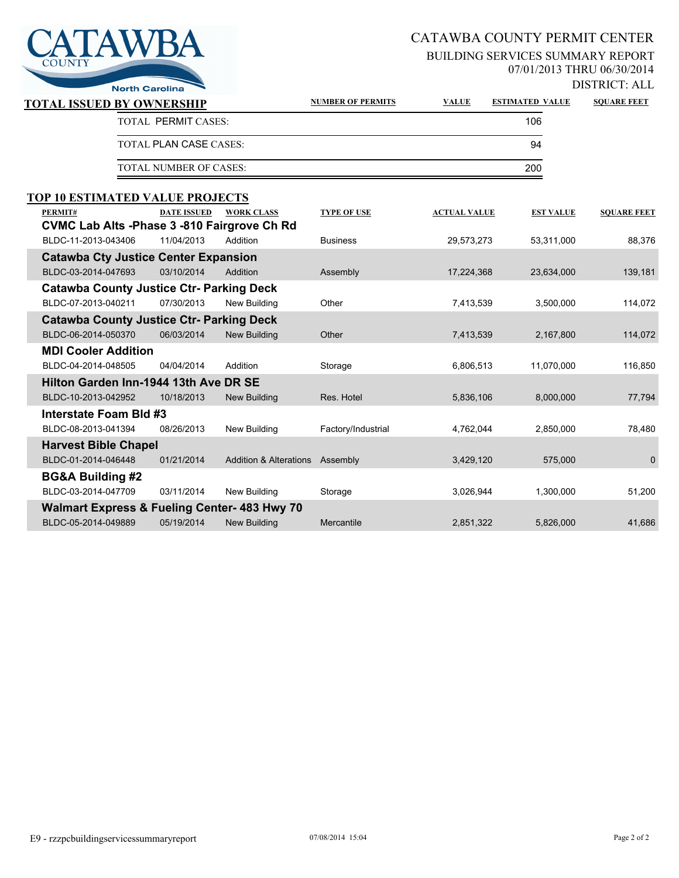CATAWBA COUNTY PERMIT CENTER

BUILDING SERVICES SUMMARY REPORT

07/01/2013 THRU 06/30/2014

DISTRICT: ALL

## TOTAL ISSUED BY OWNERSHIP

| | NUMBER OF PERMITS | VALUE | ESTIMATED VALUE | SQUARE FEET |
|---|---|---|---|---|
| TOTAL PERMIT CASES: | | | 106 | |
| TOTAL PLAN CASE CASES: | | | 94 | |
| TOTAL NUMBER OF CASES: | | | 200 | |

## TOP 10 ESTIMATED VALUE PROJECTS

| PERMIT# | DATE ISSUED | WORK CLASS | TYPE OF USE | ACTUAL VALUE | EST VALUE | SQUARE FEET |
|---|---|---|---|---|---|---|
| **CVMC Lab Alts -Phase 3 -810 Fairgrove Ch Rd** | | | | | | |
| BLDC-11-2013-043406 | 11/04/2013 | Addition | Business | 29,573,273 | 53,311,000 | 88,376 |
| **Catawba Cty Justice Center Expansion** | | | | | | |
| BLDC-03-2014-047693 | 03/10/2014 | Addition | Assembly | 17,224,368 | 23,634,000 | 139,181 |
| **Catawba County Justice Ctr- Parking Deck** | | | | | | |
| BLDC-07-2013-040211 | 07/30/2013 | New Building | Other | 7,413,539 | 3,500,000 | 114,072 |
| **Catawba County Justice Ctr- Parking Deck** | | | | | | |
| BLDC-06-2014-050370 | 06/03/2014 | New Building | Other | 7,413,539 | 2,167,800 | 114,072 |
| **MDI Cooler Addition** | | | | | | |
| BLDC-04-2014-048505 | 04/04/2014 | Addition | Storage | 6,806,513 | 11,070,000 | 116,850 |
| **Hilton Garden Inn-1944 13th Ave DR SE** | | | | | | |
| BLDC-10-2013-042952 | 10/18/2013 | New Building | Res. Hotel | 5,836,106 | 8,000,000 | 77,794 |
| **Interstate Foam Bld #3** | | | | | | |
| BLDC-08-2013-041394 | 08/26/2013 | New Building | Factory/Industrial | 4,762,044 | 2,850,000 | 78,480 |
| **Harvest Bible Chapel** | | | | | | |
| BLDC-01-2014-046448 | 01/21/2014 | Addition & Alterations | Assembly | 3,429,120 | 575,000 | 0 |
| **BG&A Building #2** | | | | | | |
| BLDC-03-2014-047709 | 03/11/2014 | New Building | Storage | 3,026,944 | 1,300,000 | 51,200 |
| **Walmart Express & Fueling Center- 483 Hwy 70** | | | | | | |
| BLDC-05-2014-049889 | 05/19/2014 | New Building | Mercantile | 2,851,322 | 5,826,000 | 41,686 |

E9 - rzzpcbuildingservicessummaryreport 07/08/2014 15:04